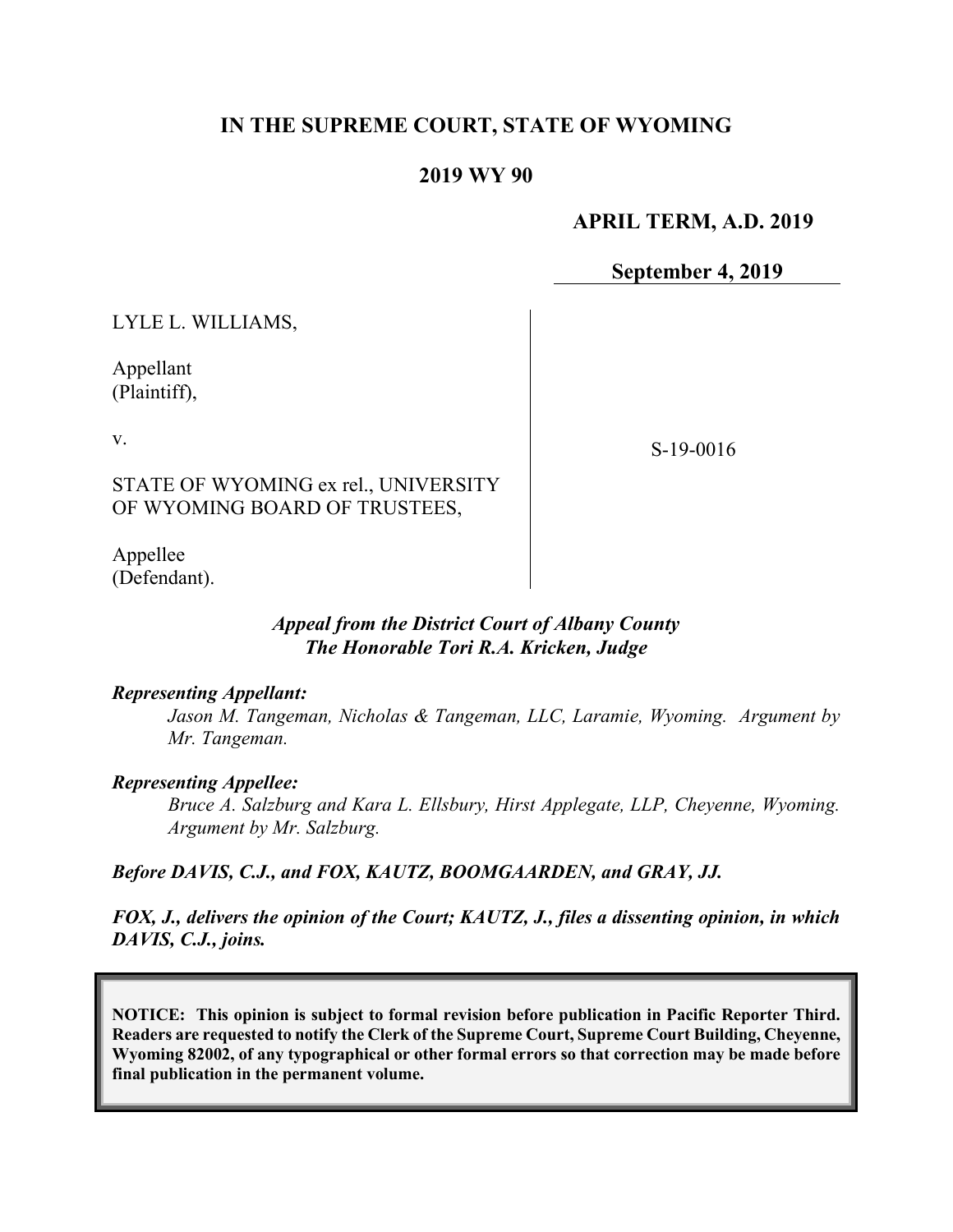# IN THE SUPREME COURT, STATE OF WYOMING

## 2019 WY 90

**APRIL TERM, A.D. 2019**

**September 4, 2019**

LYLE L. WILLIAMS,

Appellant
(Plaintiff),

v.

STATE OF WYOMING ex rel., UNIVERSITY OF WYOMING BOARD OF TRUSTEES,

Appellee
(Defendant).

S-19-0016

***Appeal from the District Court of Albany County***
***The Honorable Tori R.A. Kricken, Judge***

***Representing Appellant:***

*Jason M. Tangeman, Nicholas & Tangeman, LLC, Laramie, Wyoming. Argument by Mr. Tangeman.*

***Representing Appellee:***

*Bruce A. Salzburg and Kara L. Ellsbury, Hirst Applegate, LLP, Cheyenne, Wyoming. Argument by Mr. Salzburg.*

***Before DAVIS, C.J., and FOX, KAUTZ, BOOMGAARDEN, and GRAY, JJ.***

***FOX, J., delivers the opinion of the Court; KAUTZ, J., files a dissenting opinion, in which DAVIS, C.J., joins.***

**NOTICE: This opinion is subject to formal revision before publication in Pacific Reporter Third. Readers are requested to notify the Clerk of the Supreme Court, Supreme Court Building, Cheyenne, Wyoming 82002, of any typographical or other formal errors so that correction may be made before final publication in the permanent volume.**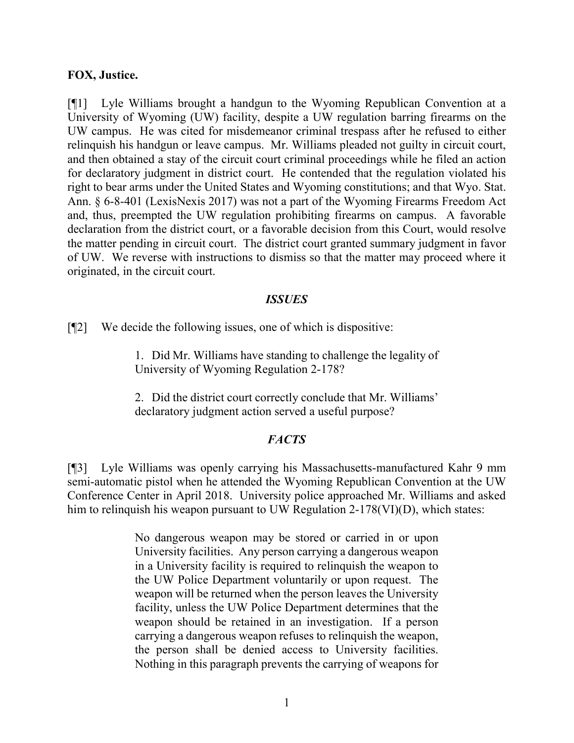**FOX, Justice.**

[¶1] Lyle Williams brought a handgun to the Wyoming Republican Convention at a University of Wyoming (UW) facility, despite a UW regulation barring firearms on the UW campus. He was cited for misdemeanor criminal trespass after he refused to either relinquish his handgun or leave campus. Mr. Williams pleaded not guilty in circuit court, and then obtained a stay of the circuit court criminal proceedings while he filed an action for declaratory judgment in district court. He contended that the regulation violated his right to bear arms under the United States and Wyoming constitutions; and that Wyo. Stat. Ann. § 6-8-401 (LexisNexis 2017) was not a part of the Wyoming Firearms Freedom Act and, thus, preempted the UW regulation prohibiting firearms on campus. A favorable declaration from the district court, or a favorable decision from this Court, would resolve the matter pending in circuit court. The district court granted summary judgment in favor of UW. We reverse with instructions to dismiss so that the matter may proceed where it originated, in the circuit court.

## *ISSUES*

[¶2] We decide the following issues, one of which is dispositive:

> 1. Did Mr. Williams have standing to challenge the legality of University of Wyoming Regulation 2-178?
>
> 2. Did the district court correctly conclude that Mr. Williams' declaratory judgment action served a useful purpose?

## *FACTS*

[¶3] Lyle Williams was openly carrying his Massachusetts-manufactured Kahr 9 mm semi-automatic pistol when he attended the Wyoming Republican Convention at the UW Conference Center in April 2018. University police approached Mr. Williams and asked him to relinquish his weapon pursuant to UW Regulation 2-178(VI)(D), which states:

> No dangerous weapon may be stored or carried in or upon University facilities. Any person carrying a dangerous weapon in a University facility is required to relinquish the weapon to the UW Police Department voluntarily or upon request. The weapon will be returned when the person leaves the University facility, unless the UW Police Department determines that the weapon should be retained in an investigation. If a person carrying a dangerous weapon refuses to relinquish the weapon, the person shall be denied access to University facilities. Nothing in this paragraph prevents the carrying of weapons for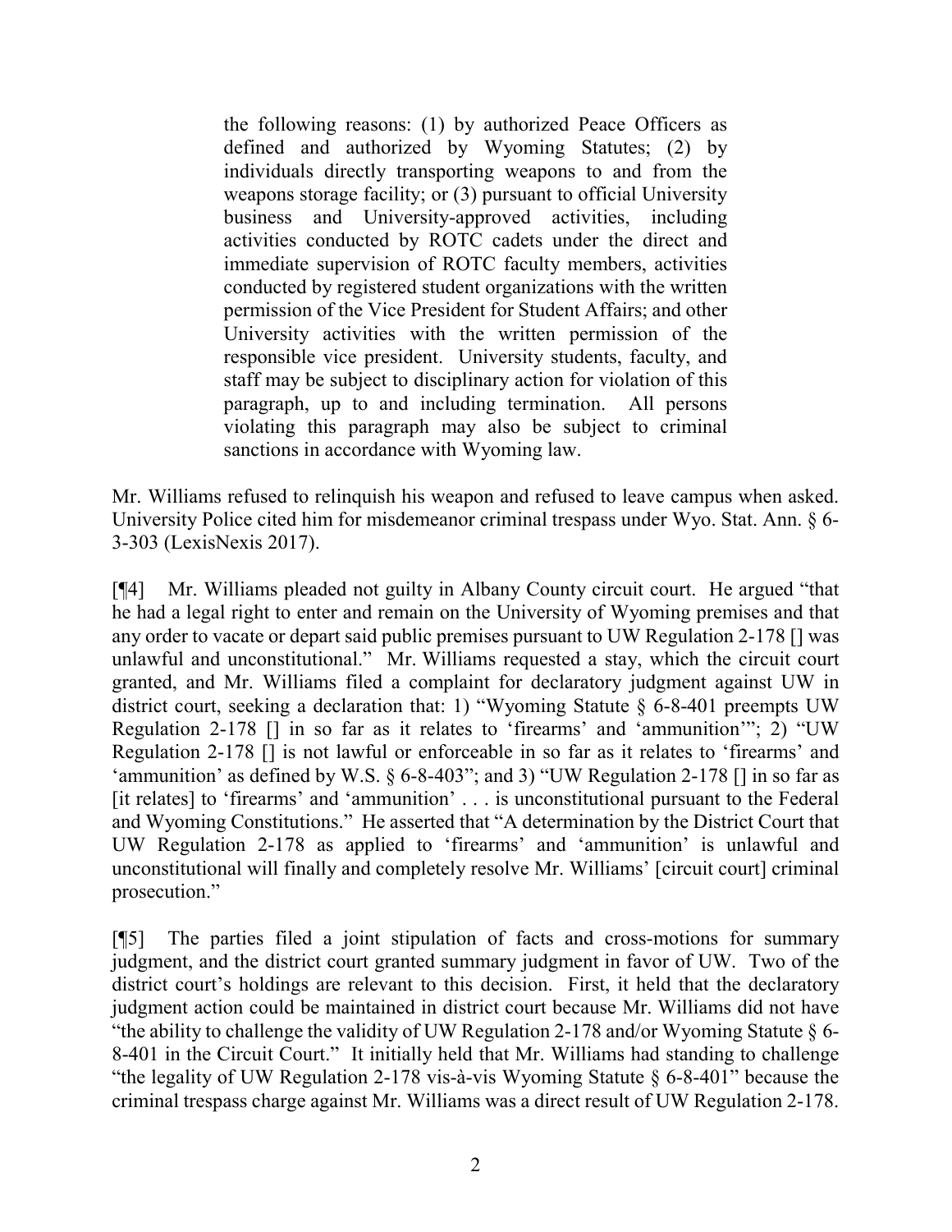> the following reasons: (1) by authorized Peace Officers as defined and authorized by Wyoming Statutes; (2) by individuals directly transporting weapons to and from the weapons storage facility; or (3) pursuant to official University business and University-approved activities, including activities conducted by ROTC cadets under the direct and immediate supervision of ROTC faculty members, activities conducted by registered student organizations with the written permission of the Vice President for Student Affairs; and other University activities with the written permission of the responsible vice president. University students, faculty, and staff may be subject to disciplinary action for violation of this paragraph, up to and including termination. All persons violating this paragraph may also be subject to criminal sanctions in accordance with Wyoming law.

Mr. Williams refused to relinquish his weapon and refused to leave campus when asked. University Police cited him for misdemeanor criminal trespass under Wyo. Stat. Ann. § 6-3-303 (LexisNexis 2017).

[¶4] Mr. Williams pleaded not guilty in Albany County circuit court. He argued "that he had a legal right to enter and remain on the University of Wyoming premises and that any order to vacate or depart said public premises pursuant to UW Regulation 2-178 [] was unlawful and unconstitutional." Mr. Williams requested a stay, which the circuit court granted, and Mr. Williams filed a complaint for declaratory judgment against UW in district court, seeking a declaration that: 1) "Wyoming Statute § 6-8-401 preempts UW Regulation 2-178 [] in so far as it relates to 'firearms' and 'ammunition'"; 2) "UW Regulation 2-178 [] is not lawful or enforceable in so far as it relates to 'firearms' and 'ammunition' as defined by W.S. § 6-8-403"; and 3) "UW Regulation 2-178 [] in so far as [it relates] to 'firearms' and 'ammunition' . . . is unconstitutional pursuant to the Federal and Wyoming Constitutions." He asserted that "A determination by the District Court that UW Regulation 2-178 as applied to 'firearms' and 'ammunition' is unlawful and unconstitutional will finally and completely resolve Mr. Williams' [circuit court] criminal prosecution."

[¶5] The parties filed a joint stipulation of facts and cross-motions for summary judgment, and the district court granted summary judgment in favor of UW. Two of the district court's holdings are relevant to this decision. First, it held that the declaratory judgment action could be maintained in district court because Mr. Williams did not have "the ability to challenge the validity of UW Regulation 2-178 and/or Wyoming Statute § 6-8-401 in the Circuit Court." It initially held that Mr. Williams had standing to challenge "the legality of UW Regulation 2-178 vis-à-vis Wyoming Statute § 6-8-401" because the criminal trespass charge against Mr. Williams was a direct result of UW Regulation 2-178.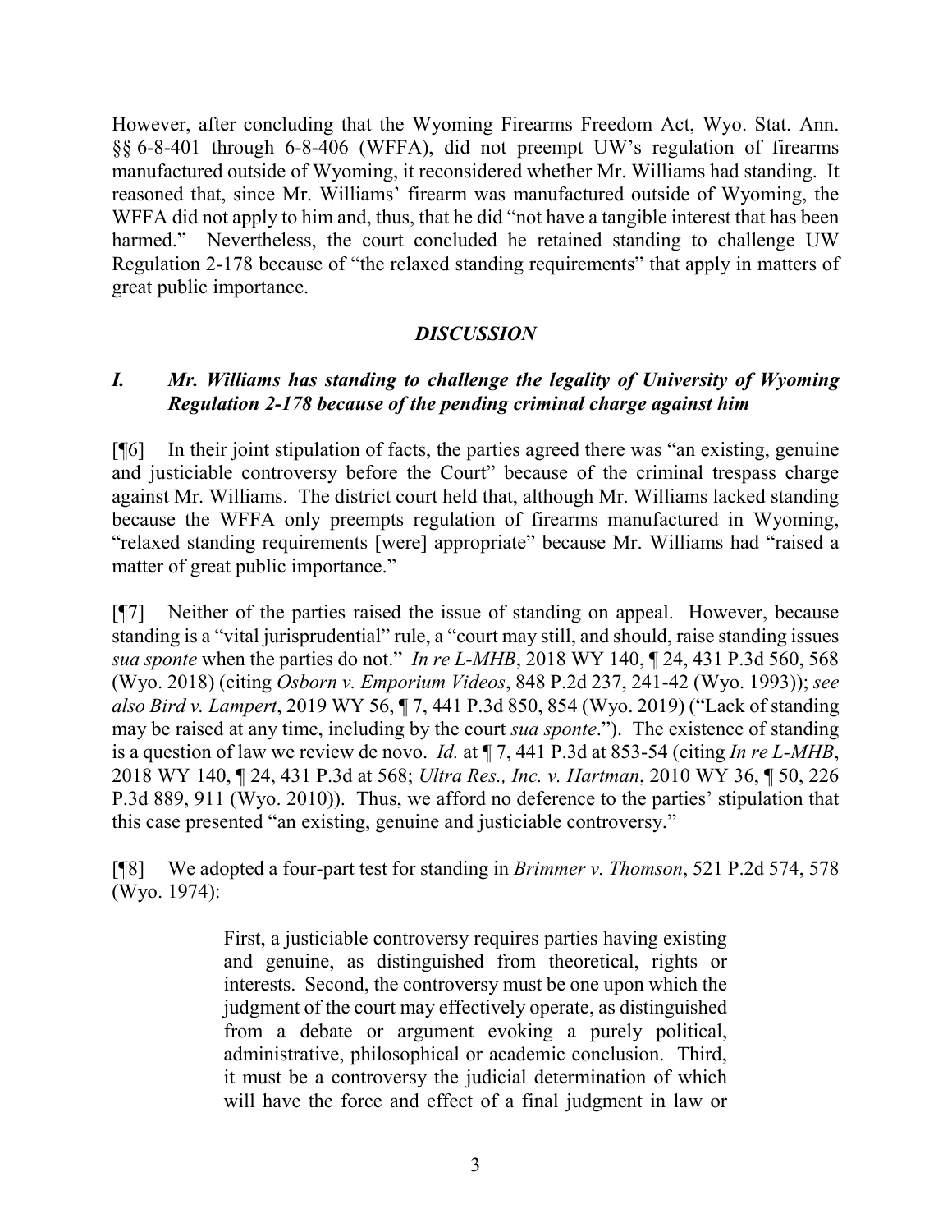However, after concluding that the Wyoming Firearms Freedom Act, Wyo. Stat. Ann. §§ 6-8-401 through 6-8-406 (WFFA), did not preempt UW's regulation of firearms manufactured outside of Wyoming, it reconsidered whether Mr. Williams had standing. It reasoned that, since Mr. Williams' firearm was manufactured outside of Wyoming, the WFFA did not apply to him and, thus, that he did "not have a tangible interest that has been harmed." Nevertheless, the court concluded he retained standing to challenge UW Regulation 2-178 because of "the relaxed standing requirements" that apply in matters of great public importance.

## *DISCUSSION*

### *I. Mr. Williams has standing to challenge the legality of University of Wyoming Regulation 2-178 because of the pending criminal charge against him*

[¶6] In their joint stipulation of facts, the parties agreed there was "an existing, genuine and justiciable controversy before the Court" because of the criminal trespass charge against Mr. Williams. The district court held that, although Mr. Williams lacked standing because the WFFA only preempts regulation of firearms manufactured in Wyoming, "relaxed standing requirements [were] appropriate" because Mr. Williams had "raised a matter of great public importance."

[¶7] Neither of the parties raised the issue of standing on appeal. However, because standing is a "vital jurisprudential" rule, a "court may still, and should, raise standing issues *sua sponte* when the parties do not." *In re L-MHB*, 2018 WY 140, ¶ 24, 431 P.3d 560, 568 (Wyo. 2018) (citing *Osborn v. Emporium Videos*, 848 P.2d 237, 241-42 (Wyo. 1993)); *see also Bird v. Lampert*, 2019 WY 56, ¶ 7, 441 P.3d 850, 854 (Wyo. 2019) ("Lack of standing may be raised at any time, including by the court *sua sponte*."). The existence of standing is a question of law we review de novo. *Id.* at ¶ 7, 441 P.3d at 853-54 (citing *In re L-MHB*, 2018 WY 140, ¶ 24, 431 P.3d at 568; *Ultra Res., Inc. v. Hartman*, 2010 WY 36, ¶ 50, 226 P.3d 889, 911 (Wyo. 2010)). Thus, we afford no deference to the parties' stipulation that this case presented "an existing, genuine and justiciable controversy."

[¶8] We adopted a four-part test for standing in *Brimmer v. Thomson*, 521 P.2d 574, 578 (Wyo. 1974):

> First, a justiciable controversy requires parties having existing and genuine, as distinguished from theoretical, rights or interests. Second, the controversy must be one upon which the judgment of the court may effectively operate, as distinguished from a debate or argument evoking a purely political, administrative, philosophical or academic conclusion. Third, it must be a controversy the judicial determination of which will have the force and effect of a final judgment in law or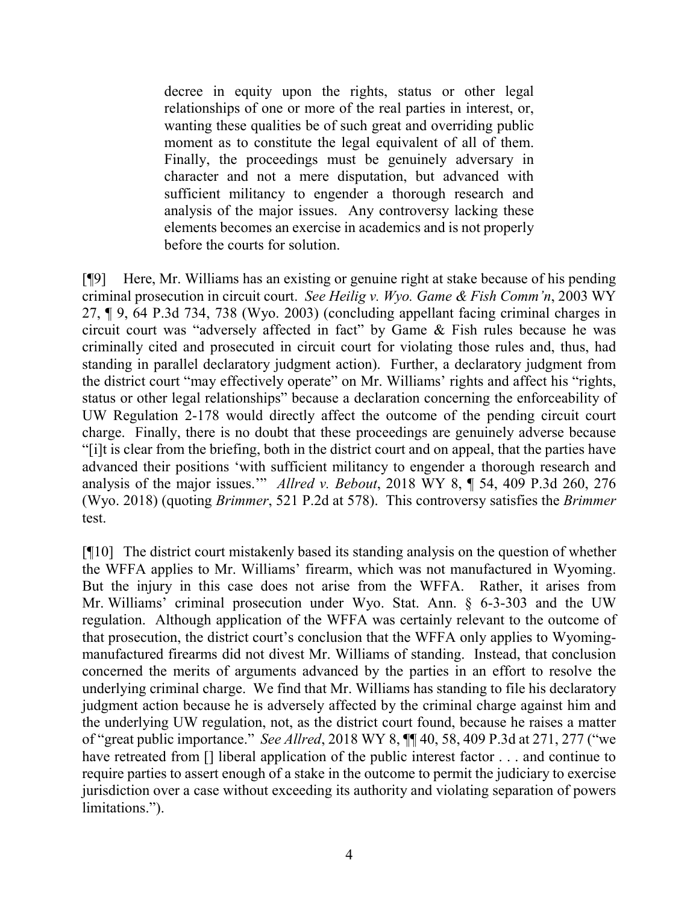> decree in equity upon the rights, status or other legal relationships of one or more of the real parties in interest, or, wanting these qualities be of such great and overriding public moment as to constitute the legal equivalent of all of them. Finally, the proceedings must be genuinely adversary in character and not a mere disputation, but advanced with sufficient militancy to engender a thorough research and analysis of the major issues. Any controversy lacking these elements becomes an exercise in academics and is not properly before the courts for solution.

[¶9] Here, Mr. Williams has an existing or genuine right at stake because of his pending criminal prosecution in circuit court. *See Heilig v. Wyo. Game & Fish Comm'n*, 2003 WY 27, ¶ 9, 64 P.3d 734, 738 (Wyo. 2003) (concluding appellant facing criminal charges in circuit court was "adversely affected in fact" by Game & Fish rules because he was criminally cited and prosecuted in circuit court for violating those rules and, thus, had standing in parallel declaratory judgment action). Further, a declaratory judgment from the district court "may effectively operate" on Mr. Williams' rights and affect his "rights, status or other legal relationships" because a declaration concerning the enforceability of UW Regulation 2-178 would directly affect the outcome of the pending circuit court charge. Finally, there is no doubt that these proceedings are genuinely adverse because "[i]t is clear from the briefing, both in the district court and on appeal, that the parties have advanced their positions 'with sufficient militancy to engender a thorough research and analysis of the major issues.'" *Allred v. Bebout*, 2018 WY 8, ¶ 54, 409 P.3d 260, 276 (Wyo. 2018) (quoting *Brimmer*, 521 P.2d at 578). This controversy satisfies the *Brimmer* test.

[¶10] The district court mistakenly based its standing analysis on the question of whether the WFFA applies to Mr. Williams' firearm, which was not manufactured in Wyoming. But the injury in this case does not arise from the WFFA. Rather, it arises from Mr. Williams' criminal prosecution under Wyo. Stat. Ann. § 6-3-303 and the UW regulation. Although application of the WFFA was certainly relevant to the outcome of that prosecution, the district court's conclusion that the WFFA only applies to Wyoming-manufactured firearms did not divest Mr. Williams of standing. Instead, that conclusion concerned the merits of arguments advanced by the parties in an effort to resolve the underlying criminal charge. We find that Mr. Williams has standing to file his declaratory judgment action because he is adversely affected by the criminal charge against him and the underlying UW regulation, not, as the district court found, because he raises a matter of "great public importance." *See Allred*, 2018 WY 8, ¶¶ 40, 58, 409 P.3d at 271, 277 ("we have retreated from [] liberal application of the public interest factor . . . and continue to require parties to assert enough of a stake in the outcome to permit the judiciary to exercise jurisdiction over a case without exceeding its authority and violating separation of powers limitations.").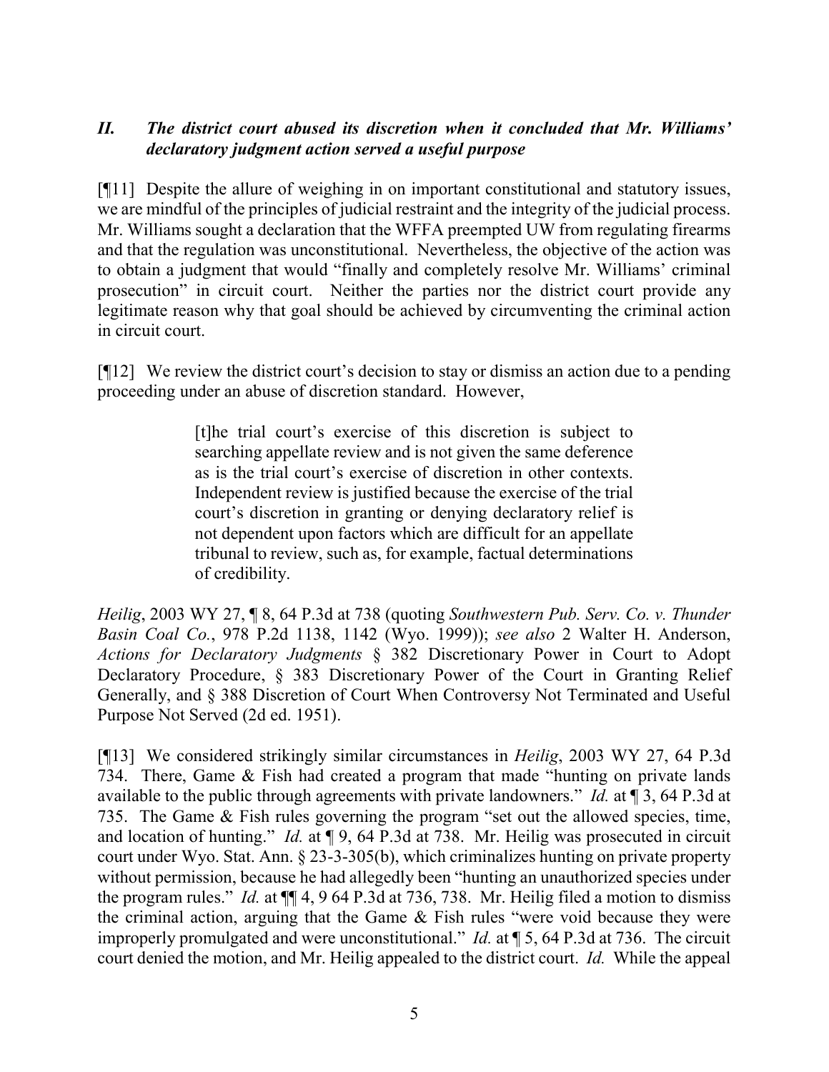### *II. The district court abused its discretion when it concluded that Mr. Williams' declaratory judgment action served a useful purpose*

[¶11] Despite the allure of weighing in on important constitutional and statutory issues, we are mindful of the principles of judicial restraint and the integrity of the judicial process. Mr. Williams sought a declaration that the WFFA preempted UW from regulating firearms and that the regulation was unconstitutional. Nevertheless, the objective of the action was to obtain a judgment that would "finally and completely resolve Mr. Williams' criminal prosecution" in circuit court. Neither the parties nor the district court provide any legitimate reason why that goal should be achieved by circumventing the criminal action in circuit court.

[¶12] We review the district court's decision to stay or dismiss an action due to a pending proceeding under an abuse of discretion standard. However,

> [t]he trial court's exercise of this discretion is subject to searching appellate review and is not given the same deference as is the trial court's exercise of discretion in other contexts. Independent review is justified because the exercise of the trial court's discretion in granting or denying declaratory relief is not dependent upon factors which are difficult for an appellate tribunal to review, such as, for example, factual determinations of credibility.

*Heilig*, 2003 WY 27, ¶ 8, 64 P.3d at 738 (quoting *Southwestern Pub. Serv. Co. v. Thunder Basin Coal Co.*, 978 P.2d 1138, 1142 (Wyo. 1999)); *see also* 2 Walter H. Anderson, *Actions for Declaratory Judgments* § 382 Discretionary Power in Court to Adopt Declaratory Procedure, § 383 Discretionary Power of the Court in Granting Relief Generally, and § 388 Discretion of Court When Controversy Not Terminated and Useful Purpose Not Served (2d ed. 1951).

[¶13] We considered strikingly similar circumstances in *Heilig*, 2003 WY 27, 64 P.3d 734. There, Game & Fish had created a program that made "hunting on private lands available to the public through agreements with private landowners." *Id.* at ¶ 3, 64 P.3d at 735. The Game & Fish rules governing the program "set out the allowed species, time, and location of hunting." *Id.* at ¶ 9, 64 P.3d at 738. Mr. Heilig was prosecuted in circuit court under Wyo. Stat. Ann. § 23-3-305(b), which criminalizes hunting on private property without permission, because he had allegedly been "hunting an unauthorized species under the program rules." *Id.* at ¶¶ 4, 9 64 P.3d at 736, 738. Mr. Heilig filed a motion to dismiss the criminal action, arguing that the Game & Fish rules "were void because they were improperly promulgated and were unconstitutional." *Id.* at ¶ 5, 64 P.3d at 736. The circuit court denied the motion, and Mr. Heilig appealed to the district court. *Id.* While the appeal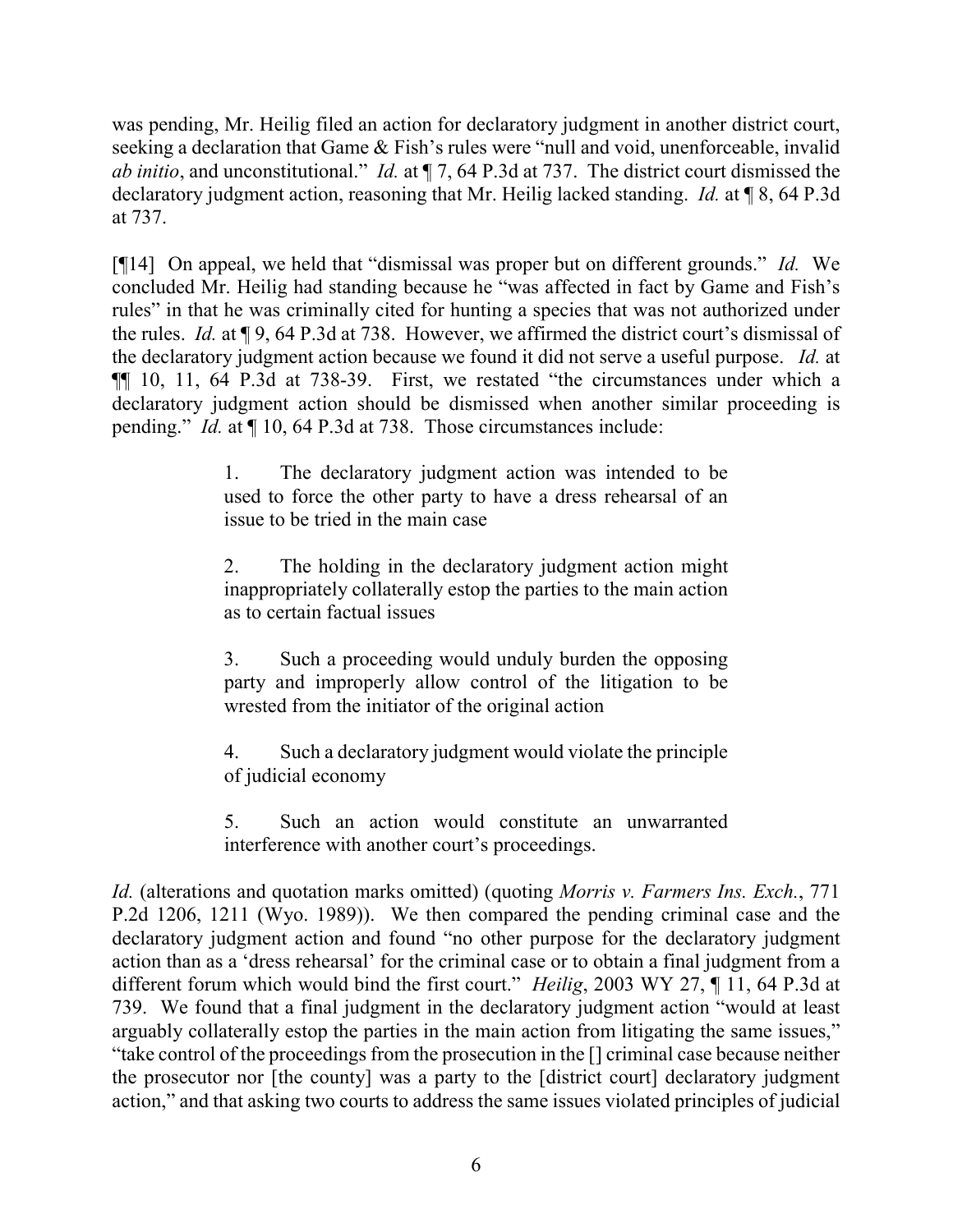was pending, Mr. Heilig filed an action for declaratory judgment in another district court, seeking a declaration that Game & Fish's rules were "null and void, unenforceable, invalid *ab initio*, and unconstitutional." *Id.* at ¶ 7, 64 P.3d at 737. The district court dismissed the declaratory judgment action, reasoning that Mr. Heilig lacked standing. *Id.* at ¶ 8, 64 P.3d at 737.

[¶14] On appeal, we held that "dismissal was proper but on different grounds." *Id.* We concluded Mr. Heilig had standing because he "was affected in fact by Game and Fish's rules" in that he was criminally cited for hunting a species that was not authorized under the rules. *Id.* at ¶ 9, 64 P.3d at 738. However, we affirmed the district court's dismissal of the declaratory judgment action because we found it did not serve a useful purpose. *Id.* at ¶¶ 10, 11, 64 P.3d at 738-39. First, we restated "the circumstances under which a declaratory judgment action should be dismissed when another similar proceeding is pending." *Id.* at ¶ 10, 64 P.3d at 738. Those circumstances include:

> 1. The declaratory judgment action was intended to be used to force the other party to have a dress rehearsal of an issue to be tried in the main case
>
> 2. The holding in the declaratory judgment action might inappropriately collaterally estop the parties to the main action as to certain factual issues
>
> 3. Such a proceeding would unduly burden the opposing party and improperly allow control of the litigation to be wrested from the initiator of the original action
>
> 4. Such a declaratory judgment would violate the principle of judicial economy
>
> 5. Such an action would constitute an unwarranted interference with another court's proceedings.

*Id.* (alterations and quotation marks omitted) (quoting *Morris v. Farmers Ins. Exch.*, 771 P.2d 1206, 1211 (Wyo. 1989)). We then compared the pending criminal case and the declaratory judgment action and found "no other purpose for the declaratory judgment action than as a 'dress rehearsal' for the criminal case or to obtain a final judgment from a different forum which would bind the first court." *Heilig*, 2003 WY 27, ¶ 11, 64 P.3d at 739. We found that a final judgment in the declaratory judgment action "would at least arguably collaterally estop the parties in the main action from litigating the same issues," "take control of the proceedings from the prosecution in the [] criminal case because neither the prosecutor nor [the county] was a party to the [district court] declaratory judgment action," and that asking two courts to address the same issues violated principles of judicial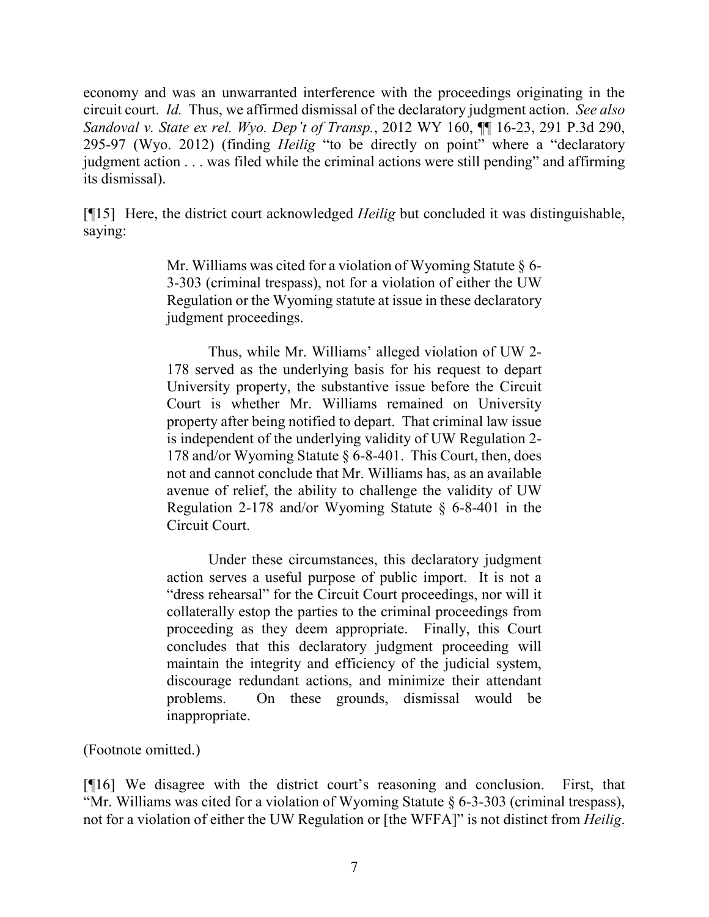economy and was an unwarranted interference with the proceedings originating in the circuit court. *Id.* Thus, we affirmed dismissal of the declaratory judgment action. *See also Sandoval v. State ex rel. Wyo. Dep't of Transp.*, 2012 WY 160, ¶¶ 16-23, 291 P.3d 290, 295-97 (Wyo. 2012) (finding *Heilig* "to be directly on point" where a "declaratory judgment action . . . was filed while the criminal actions were still pending" and affirming its dismissal).

[¶15] Here, the district court acknowledged *Heilig* but concluded it was distinguishable, saying:

> Mr. Williams was cited for a violation of Wyoming Statute § 6-3-303 (criminal trespass), not for a violation of either the UW Regulation or the Wyoming statute at issue in these declaratory judgment proceedings.
>
> Thus, while Mr. Williams' alleged violation of UW 2-178 served as the underlying basis for his request to depart University property, the substantive issue before the Circuit Court is whether Mr. Williams remained on University property after being notified to depart. That criminal law issue is independent of the underlying validity of UW Regulation 2-178 and/or Wyoming Statute § 6-8-401. This Court, then, does not and cannot conclude that Mr. Williams has, as an available avenue of relief, the ability to challenge the validity of UW Regulation 2-178 and/or Wyoming Statute § 6-8-401 in the Circuit Court.
>
> Under these circumstances, this declaratory judgment action serves a useful purpose of public import. It is not a "dress rehearsal" for the Circuit Court proceedings, nor will it collaterally estop the parties to the criminal proceedings from proceeding as they deem appropriate. Finally, this Court concludes that this declaratory judgment proceeding will maintain the integrity and efficiency of the judicial system, discourage redundant actions, and minimize their attendant problems. On these grounds, dismissal would be inappropriate.

(Footnote omitted.)

[¶16] We disagree with the district court's reasoning and conclusion. First, that "Mr. Williams was cited for a violation of Wyoming Statute § 6-3-303 (criminal trespass), not for a violation of either the UW Regulation or [the WFFA]" is not distinct from *Heilig*.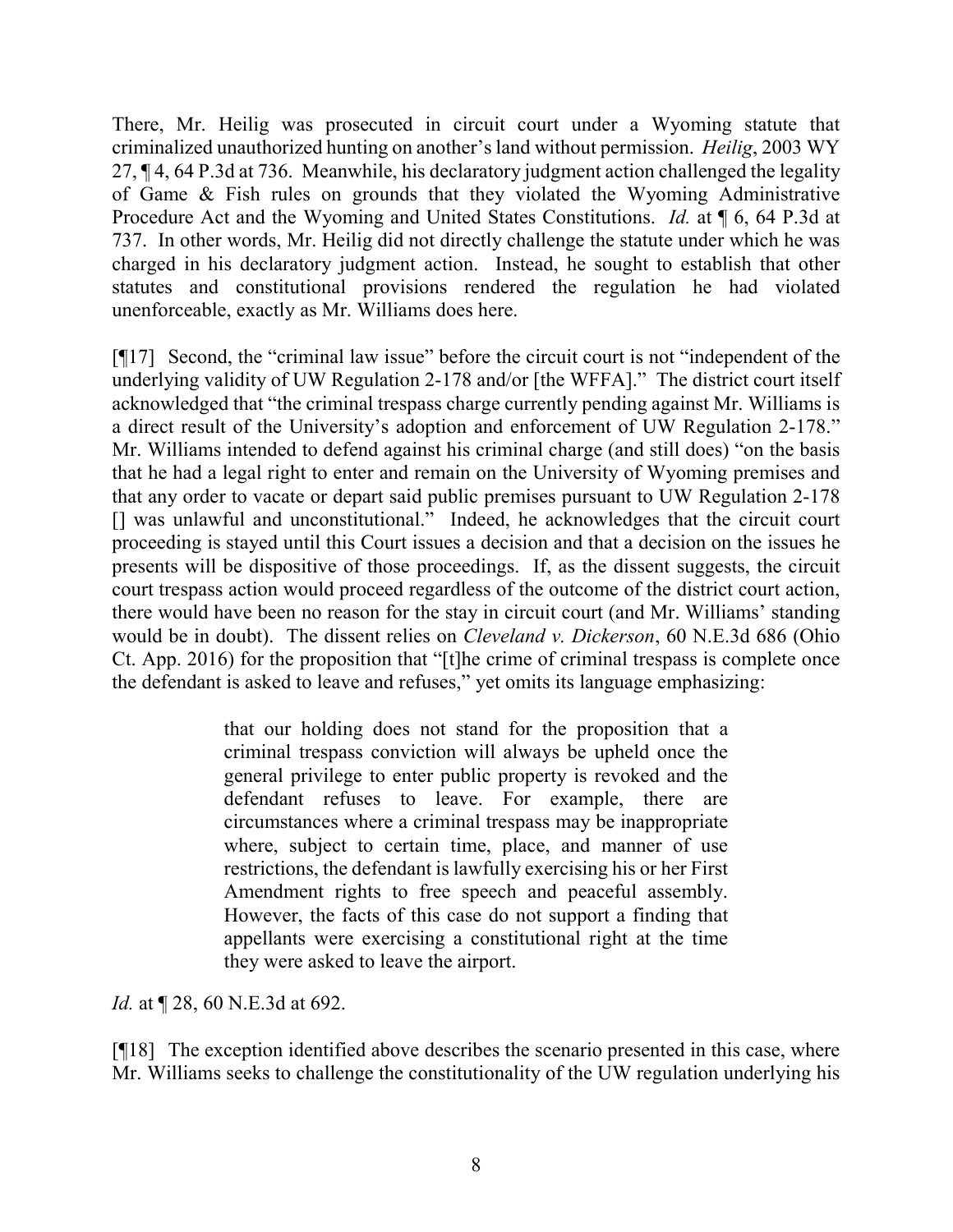There, Mr. Heilig was prosecuted in circuit court under a Wyoming statute that criminalized unauthorized hunting on another's land without permission. *Heilig*, 2003 WY 27, ¶ 4, 64 P.3d at 736. Meanwhile, his declaratory judgment action challenged the legality of Game & Fish rules on grounds that they violated the Wyoming Administrative Procedure Act and the Wyoming and United States Constitutions. *Id.* at ¶ 6, 64 P.3d at 737. In other words, Mr. Heilig did not directly challenge the statute under which he was charged in his declaratory judgment action. Instead, he sought to establish that other statutes and constitutional provisions rendered the regulation he had violated unenforceable, exactly as Mr. Williams does here.

[¶17] Second, the "criminal law issue" before the circuit court is not "independent of the underlying validity of UW Regulation 2-178 and/or [the WFFA]." The district court itself acknowledged that "the criminal trespass charge currently pending against Mr. Williams is a direct result of the University's adoption and enforcement of UW Regulation 2-178." Mr. Williams intended to defend against his criminal charge (and still does) "on the basis that he had a legal right to enter and remain on the University of Wyoming premises and that any order to vacate or depart said public premises pursuant to UW Regulation 2-178 [] was unlawful and unconstitutional." Indeed, he acknowledges that the circuit court proceeding is stayed until this Court issues a decision and that a decision on the issues he presents will be dispositive of those proceedings. If, as the dissent suggests, the circuit court trespass action would proceed regardless of the outcome of the district court action, there would have been no reason for the stay in circuit court (and Mr. Williams' standing would be in doubt). The dissent relies on *Cleveland v. Dickerson*, 60 N.E.3d 686 (Ohio Ct. App. 2016) for the proposition that "[t]he crime of criminal trespass is complete once the defendant is asked to leave and refuses," yet omits its language emphasizing:

> that our holding does not stand for the proposition that a criminal trespass conviction will always be upheld once the general privilege to enter public property is revoked and the defendant refuses to leave. For example, there are circumstances where a criminal trespass may be inappropriate where, subject to certain time, place, and manner of use restrictions, the defendant is lawfully exercising his or her First Amendment rights to free speech and peaceful assembly. However, the facts of this case do not support a finding that appellants were exercising a constitutional right at the time they were asked to leave the airport.

*Id.* at ¶ 28, 60 N.E.3d at 692.

[¶18] The exception identified above describes the scenario presented in this case, where Mr. Williams seeks to challenge the constitutionality of the UW regulation underlying his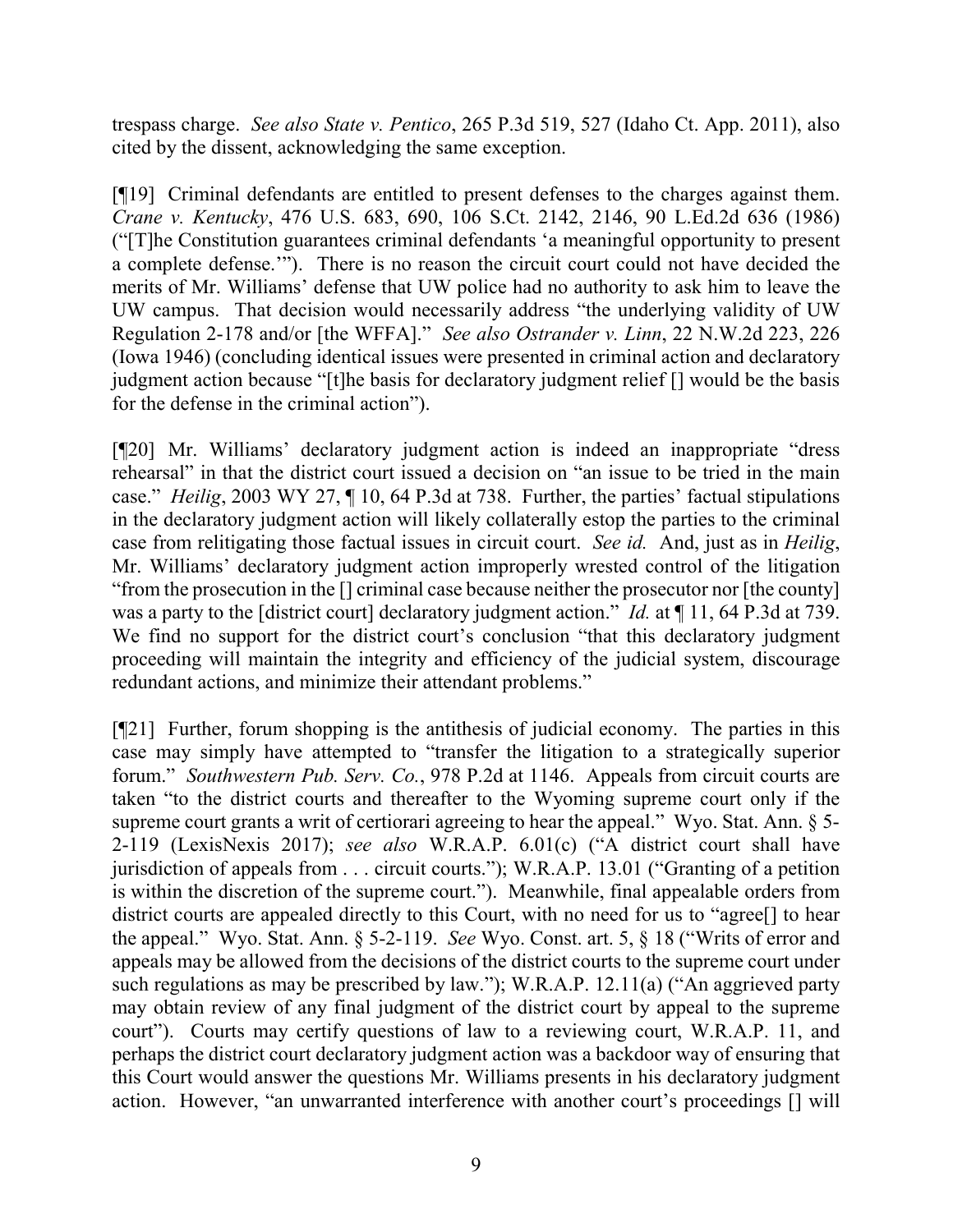trespass charge. *See also State v. Pentico*, 265 P.3d 519, 527 (Idaho Ct. App. 2011), also cited by the dissent, acknowledging the same exception.

[¶19] Criminal defendants are entitled to present defenses to the charges against them. *Crane v. Kentucky*, 476 U.S. 683, 690, 106 S.Ct. 2142, 2146, 90 L.Ed.2d 636 (1986) ("[T]he Constitution guarantees criminal defendants 'a meaningful opportunity to present a complete defense.'"). There is no reason the circuit court could not have decided the merits of Mr. Williams' defense that UW police had no authority to ask him to leave the UW campus. That decision would necessarily address "the underlying validity of UW Regulation 2-178 and/or [the WFFA]." *See also Ostrander v. Linn*, 22 N.W.2d 223, 226 (Iowa 1946) (concluding identical issues were presented in criminal action and declaratory judgment action because "[t]he basis for declaratory judgment relief [] would be the basis for the defense in the criminal action").

[¶20] Mr. Williams' declaratory judgment action is indeed an inappropriate "dress rehearsal" in that the district court issued a decision on "an issue to be tried in the main case." *Heilig*, 2003 WY 27, ¶ 10, 64 P.3d at 738. Further, the parties' factual stipulations in the declaratory judgment action will likely collaterally estop the parties to the criminal case from relitigating those factual issues in circuit court. *See id.* And, just as in *Heilig*, Mr. Williams' declaratory judgment action improperly wrested control of the litigation "from the prosecution in the [] criminal case because neither the prosecutor nor [the county] was a party to the [district court] declaratory judgment action." *Id.* at ¶ 11, 64 P.3d at 739. We find no support for the district court's conclusion "that this declaratory judgment proceeding will maintain the integrity and efficiency of the judicial system, discourage redundant actions, and minimize their attendant problems."

[¶21] Further, forum shopping is the antithesis of judicial economy. The parties in this case may simply have attempted to "transfer the litigation to a strategically superior forum." *Southwestern Pub. Serv. Co.*, 978 P.2d at 1146. Appeals from circuit courts are taken "to the district courts and thereafter to the Wyoming supreme court only if the supreme court grants a writ of certiorari agreeing to hear the appeal." Wyo. Stat. Ann. § 5-2-119 (LexisNexis 2017); *see also* W.R.A.P. 6.01(c) ("A district court shall have jurisdiction of appeals from . . . circuit courts."); W.R.A.P. 13.01 ("Granting of a petition is within the discretion of the supreme court."). Meanwhile, final appealable orders from district courts are appealed directly to this Court, with no need for us to "agree[] to hear the appeal." Wyo. Stat. Ann. § 5-2-119. *See* Wyo. Const. art. 5, § 18 ("Writs of error and appeals may be allowed from the decisions of the district courts to the supreme court under such regulations as may be prescribed by law."); W.R.A.P. 12.11(a) ("An aggrieved party may obtain review of any final judgment of the district court by appeal to the supreme court"). Courts may certify questions of law to a reviewing court, W.R.A.P. 11, and perhaps the district court declaratory judgment action was a backdoor way of ensuring that this Court would answer the questions Mr. Williams presents in his declaratory judgment action. However, "an unwarranted interference with another court's proceedings [] will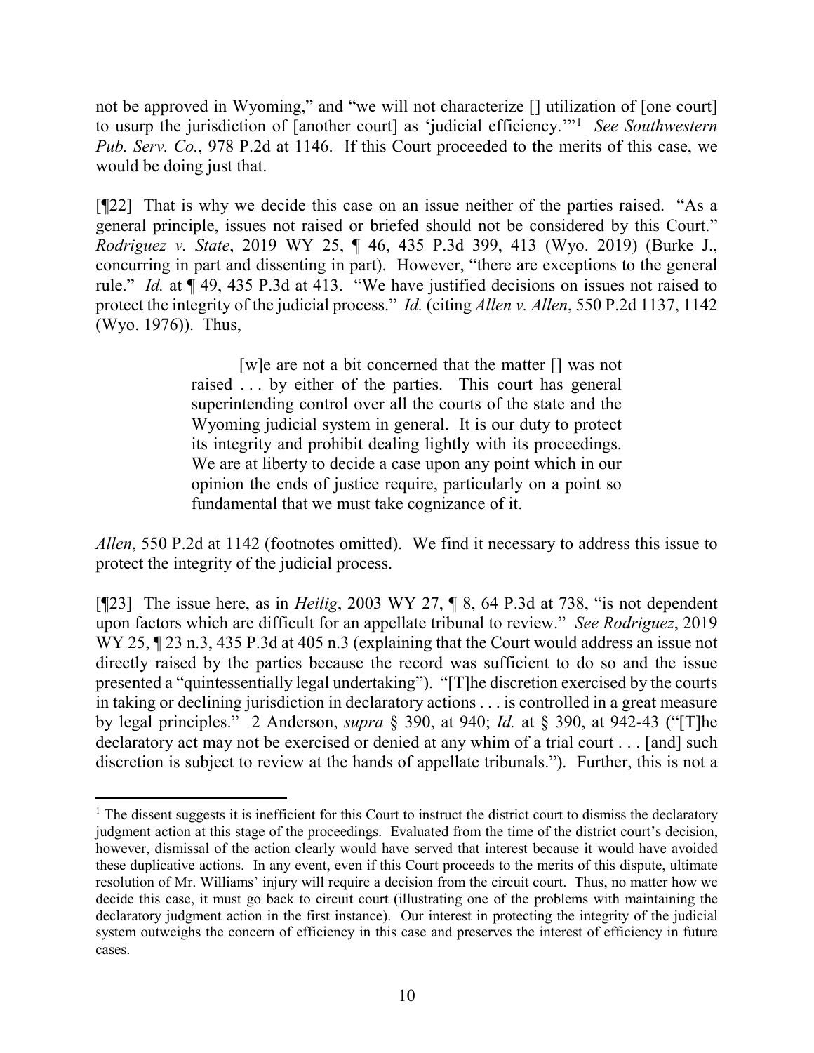not be approved in Wyoming," and "we will not characterize [] utilization of [one court] to usurp the jurisdiction of [another court] as 'judicial efficiency.'"[1] *See Southwestern Pub. Serv. Co.*, 978 P.2d at 1146. If this Court proceeded to the merits of this case, we would be doing just that.

[¶22] That is why we decide this case on an issue neither of the parties raised. "As a general principle, issues not raised or briefed should not be considered by this Court." *Rodriguez v. State*, 2019 WY 25, ¶ 46, 435 P.3d 399, 413 (Wyo. 2019) (Burke J., concurring in part and dissenting in part). However, "there are exceptions to the general rule." *Id.* at ¶ 49, 435 P.3d at 413. "We have justified decisions on issues not raised to protect the integrity of the judicial process." *Id.* (citing *Allen v. Allen*, 550 P.2d 1137, 1142 (Wyo. 1976)). Thus,

> [w]e are not a bit concerned that the matter [] was not raised . . . by either of the parties. This court has general superintending control over all the courts of the state and the Wyoming judicial system in general. It is our duty to protect its integrity and prohibit dealing lightly with its proceedings. We are at liberty to decide a case upon any point which in our opinion the ends of justice require, particularly on a point so fundamental that we must take cognizance of it.

*Allen*, 550 P.2d at 1142 (footnotes omitted). We find it necessary to address this issue to protect the integrity of the judicial process.

[¶23] The issue here, as in *Heilig*, 2003 WY 27, ¶ 8, 64 P.3d at 738, "is not dependent upon factors which are difficult for an appellate tribunal to review." *See Rodriguez*, 2019 WY 25, ¶ 23 n.3, 435 P.3d at 405 n.3 (explaining that the Court would address an issue not directly raised by the parties because the record was sufficient to do so and the issue presented a "quintessentially legal undertaking"). "[T]he discretion exercised by the courts in taking or declining jurisdiction in declaratory actions . . . is controlled in a great measure by legal principles." 2 Anderson, *supra* § 390, at 940; *Id.* at § 390, at 942-43 ("[T]he declaratory act may not be exercised or denied at any whim of a trial court . . . [and] such discretion is subject to review at the hands of appellate tribunals."). Further, this is not a

---

[1] The dissent suggests it is inefficient for this Court to instruct the district court to dismiss the declaratory judgment action at this stage of the proceedings. Evaluated from the time of the district court's decision, however, dismissal of the action clearly would have served that interest because it would have avoided these duplicative actions. In any event, even if this Court proceeds to the merits of this dispute, ultimate resolution of Mr. Williams' injury will require a decision from the circuit court. Thus, no matter how we decide this case, it must go back to circuit court (illustrating one of the problems with maintaining the declaratory judgment action in the first instance). Our interest in protecting the integrity of the judicial system outweighs the concern of efficiency in this case and preserves the interest of efficiency in future cases.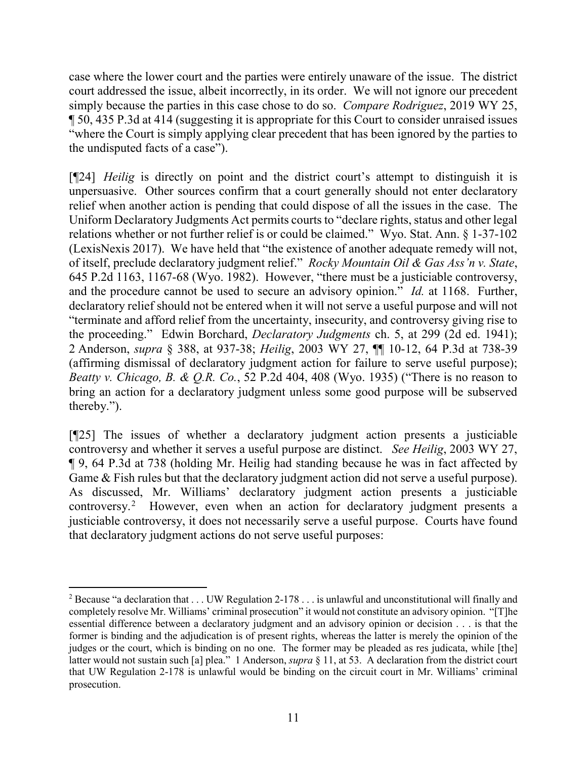case where the lower court and the parties were entirely unaware of the issue. The district court addressed the issue, albeit incorrectly, in its order. We will not ignore our precedent simply because the parties in this case chose to do so. *Compare Rodriguez*, 2019 WY 25, ¶ 50, 435 P.3d at 414 (suggesting it is appropriate for this Court to consider unraised issues "where the Court is simply applying clear precedent that has been ignored by the parties to the undisputed facts of a case").

[¶24] *Heilig* is directly on point and the district court's attempt to distinguish it is unpersuasive. Other sources confirm that a court generally should not enter declaratory relief when another action is pending that could dispose of all the issues in the case. The Uniform Declaratory Judgments Act permits courts to "declare rights, status and other legal relations whether or not further relief is or could be claimed." Wyo. Stat. Ann. § 1-37-102 (LexisNexis 2017). We have held that "the existence of another adequate remedy will not, of itself, preclude declaratory judgment relief." *Rocky Mountain Oil & Gas Ass'n v. State*, 645 P.2d 1163, 1167-68 (Wyo. 1982). However, "there must be a justiciable controversy, and the procedure cannot be used to secure an advisory opinion." *Id.* at 1168. Further, declaratory relief should not be entered when it will not serve a useful purpose and will not "terminate and afford relief from the uncertainty, insecurity, and controversy giving rise to the proceeding." Edwin Borchard, *Declaratory Judgments* ch. 5, at 299 (2d ed. 1941); 2 Anderson, *supra* § 388, at 937-38; *Heilig*, 2003 WY 27, ¶¶ 10-12, 64 P.3d at 738-39 (affirming dismissal of declaratory judgment action for failure to serve useful purpose); *Beatty v. Chicago, B. & Q.R. Co.*, 52 P.2d 404, 408 (Wyo. 1935) ("There is no reason to bring an action for a declaratory judgment unless some good purpose will be subserved thereby.").

[¶25] The issues of whether a declaratory judgment action presents a justiciable controversy and whether it serves a useful purpose are distinct. *See Heilig*, 2003 WY 27, ¶ 9, 64 P.3d at 738 (holding Mr. Heilig had standing because he was in fact affected by Game & Fish rules but that the declaratory judgment action did not serve a useful purpose). As discussed, Mr. Williams' declaratory judgment action presents a justiciable controversy.[2] However, even when an action for declaratory judgment presents a justiciable controversy, it does not necessarily serve a useful purpose. Courts have found that declaratory judgment actions do not serve useful purposes:

---

[2] Because "a declaration that . . . UW Regulation 2-178 . . . is unlawful and unconstitutional will finally and completely resolve Mr. Williams' criminal prosecution" it would not constitute an advisory opinion. "[T]he essential difference between a declaratory judgment and an advisory opinion or decision . . . is that the former is binding and the adjudication is of present rights, whereas the latter is merely the opinion of the judges or the court, which is binding on no one. The former may be pleaded as res judicata, while [the] latter would not sustain such [a] plea." 1 Anderson, *supra* § 11, at 53. A declaration from the district court that UW Regulation 2-178 is unlawful would be binding on the circuit court in Mr. Williams' criminal prosecution.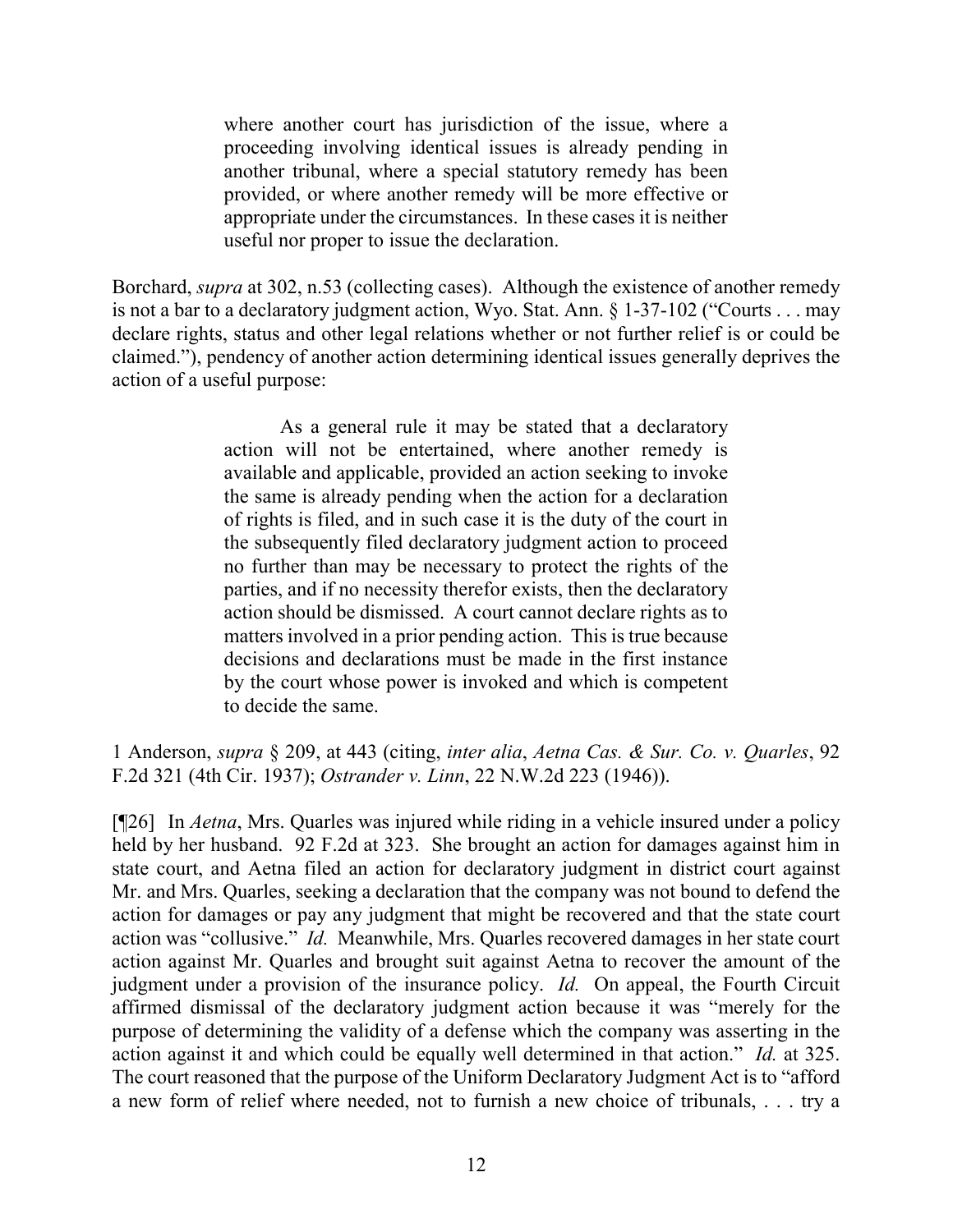> where another court has jurisdiction of the issue, where a proceeding involving identical issues is already pending in another tribunal, where a special statutory remedy has been provided, or where another remedy will be more effective or appropriate under the circumstances. In these cases it is neither useful nor proper to issue the declaration.

Borchard, *supra* at 302, n.53 (collecting cases). Although the existence of another remedy is not a bar to a declaratory judgment action, Wyo. Stat. Ann. § 1-37-102 ("Courts . . . may declare rights, status and other legal relations whether or not further relief is or could be claimed."), pendency of another action determining identical issues generally deprives the action of a useful purpose:

> As a general rule it may be stated that a declaratory action will not be entertained, where another remedy is available and applicable, provided an action seeking to invoke the same is already pending when the action for a declaration of rights is filed, and in such case it is the duty of the court in the subsequently filed declaratory judgment action to proceed no further than may be necessary to protect the rights of the parties, and if no necessity therefor exists, then the declaratory action should be dismissed. A court cannot declare rights as to matters involved in a prior pending action. This is true because decisions and declarations must be made in the first instance by the court whose power is invoked and which is competent to decide the same.

1 Anderson, *supra* § 209, at 443 (citing, *inter alia*, *Aetna Cas. & Sur. Co. v. Quarles*, 92 F.2d 321 (4th Cir. 1937); *Ostrander v. Linn*, 22 N.W.2d 223 (1946)).

[¶26] In *Aetna*, Mrs. Quarles was injured while riding in a vehicle insured under a policy held by her husband. 92 F.2d at 323. She brought an action for damages against him in state court, and Aetna filed an action for declaratory judgment in district court against Mr. and Mrs. Quarles, seeking a declaration that the company was not bound to defend the action for damages or pay any judgment that might be recovered and that the state court action was "collusive." *Id.* Meanwhile, Mrs. Quarles recovered damages in her state court action against Mr. Quarles and brought suit against Aetna to recover the amount of the judgment under a provision of the insurance policy. *Id.* On appeal, the Fourth Circuit affirmed dismissal of the declaratory judgment action because it was "merely for the purpose of determining the validity of a defense which the company was asserting in the action against it and which could be equally well determined in that action." *Id.* at 325. The court reasoned that the purpose of the Uniform Declaratory Judgment Act is to "afford a new form of relief where needed, not to furnish a new choice of tribunals, . . . try a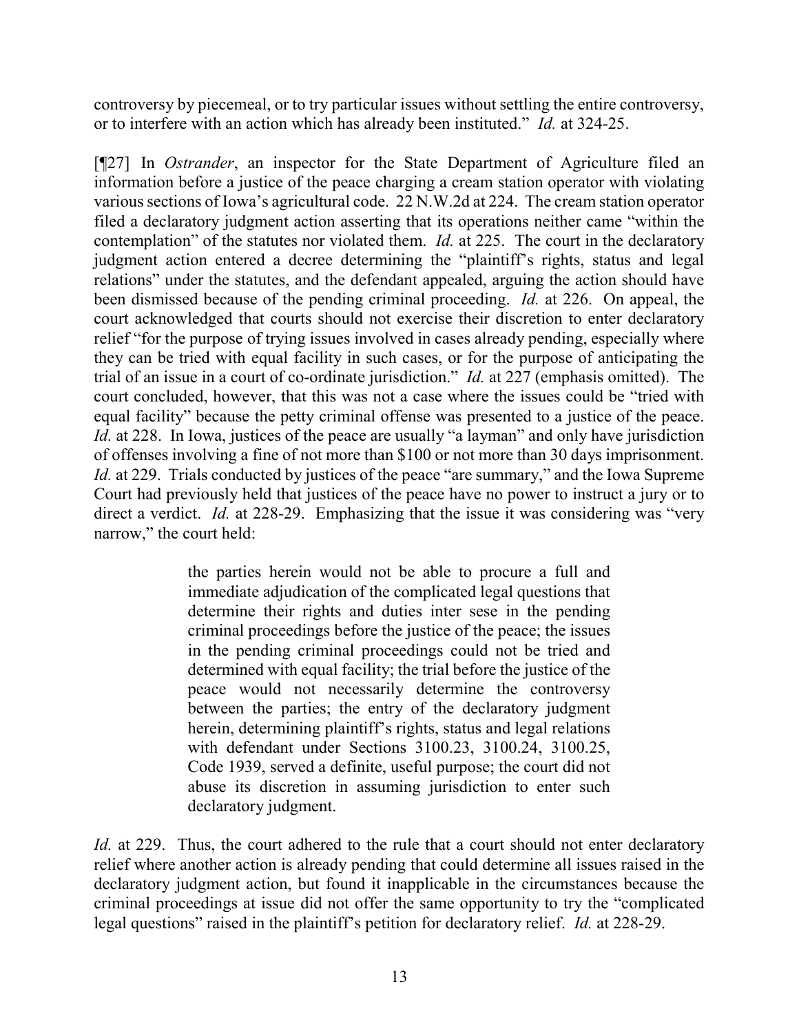controversy by piecemeal, or to try particular issues without settling the entire controversy, or to interfere with an action which has already been instituted." *Id.* at 324-25.

[¶27] In *Ostrander*, an inspector for the State Department of Agriculture filed an information before a justice of the peace charging a cream station operator with violating various sections of Iowa's agricultural code. 22 N.W.2d at 224. The cream station operator filed a declaratory judgment action asserting that its operations neither came "within the contemplation" of the statutes nor violated them. *Id.* at 225. The court in the declaratory judgment action entered a decree determining the "plaintiff's rights, status and legal relations" under the statutes, and the defendant appealed, arguing the action should have been dismissed because of the pending criminal proceeding. *Id.* at 226. On appeal, the court acknowledged that courts should not exercise their discretion to enter declaratory relief "for the purpose of trying issues involved in cases already pending, especially where they can be tried with equal facility in such cases, or for the purpose of anticipating the trial of an issue in a court of co-ordinate jurisdiction." *Id.* at 227 (emphasis omitted). The court concluded, however, that this was not a case where the issues could be "tried with equal facility" because the petty criminal offense was presented to a justice of the peace. *Id.* at 228. In Iowa, justices of the peace are usually "a layman" and only have jurisdiction of offenses involving a fine of not more than $100 or not more than 30 days imprisonment. *Id.* at 229. Trials conducted by justices of the peace "are summary," and the Iowa Supreme Court had previously held that justices of the peace have no power to instruct a jury or to direct a verdict. *Id.* at 228-29. Emphasizing that the issue it was considering was "very narrow," the court held:

> the parties herein would not be able to procure a full and immediate adjudication of the complicated legal questions that determine their rights and duties inter sese in the pending criminal proceedings before the justice of the peace; the issues in the pending criminal proceedings could not be tried and determined with equal facility; the trial before the justice of the peace would not necessarily determine the controversy between the parties; the entry of the declaratory judgment herein, determining plaintiff's rights, status and legal relations with defendant under Sections 3100.23, 3100.24, 3100.25, Code 1939, served a definite, useful purpose; the court did not abuse its discretion in assuming jurisdiction to enter such declaratory judgment.

*Id.* at 229. Thus, the court adhered to the rule that a court should not enter declaratory relief where another action is already pending that could determine all issues raised in the declaratory judgment action, but found it inapplicable in the circumstances because the criminal proceedings at issue did not offer the same opportunity to try the "complicated legal questions" raised in the plaintiff's petition for declaratory relief. *Id.* at 228-29.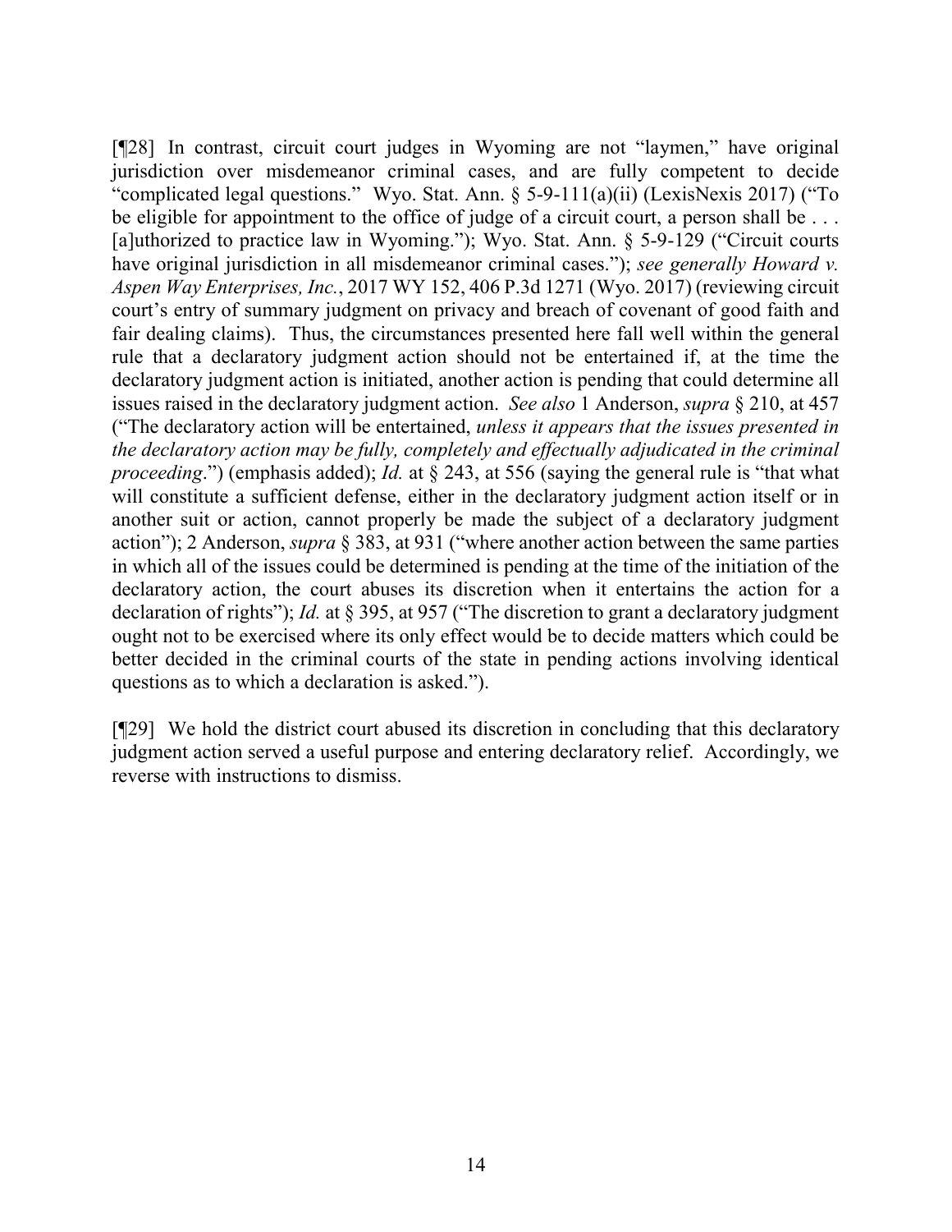[¶28] In contrast, circuit court judges in Wyoming are not "laymen," have original jurisdiction over misdemeanor criminal cases, and are fully competent to decide "complicated legal questions." Wyo. Stat. Ann. § 5-9-111(a)(ii) (LexisNexis 2017) ("To be eligible for appointment to the office of judge of a circuit court, a person shall be . . . [a]uthorized to practice law in Wyoming."); Wyo. Stat. Ann. § 5-9-129 ("Circuit courts have original jurisdiction in all misdemeanor criminal cases."); *see generally Howard v. Aspen Way Enterprises, Inc.*, 2017 WY 152, 406 P.3d 1271 (Wyo. 2017) (reviewing circuit court's entry of summary judgment on privacy and breach of covenant of good faith and fair dealing claims). Thus, the circumstances presented here fall well within the general rule that a declaratory judgment action should not be entertained if, at the time the declaratory judgment action is initiated, another action is pending that could determine all issues raised in the declaratory judgment action. *See also* 1 Anderson, *supra* § 210, at 457 ("The declaratory action will be entertained, *unless it appears that the issues presented in the declaratory action may be fully, completely and effectually adjudicated in the criminal proceeding*.") (emphasis added); *Id.* at § 243, at 556 (saying the general rule is "that what will constitute a sufficient defense, either in the declaratory judgment action itself or in another suit or action, cannot properly be made the subject of a declaratory judgment action"); 2 Anderson, *supra* § 383, at 931 ("where another action between the same parties in which all of the issues could be determined is pending at the time of the initiation of the declaratory action, the court abuses its discretion when it entertains the action for a declaration of rights"); *Id.* at § 395, at 957 ("The discretion to grant a declaratory judgment ought not to be exercised where its only effect would be to decide matters which could be better decided in the criminal courts of the state in pending actions involving identical questions as to which a declaration is asked.").

[¶29] We hold the district court abused its discretion in concluding that this declaratory judgment action served a useful purpose and entering declaratory relief. Accordingly, we reverse with instructions to dismiss.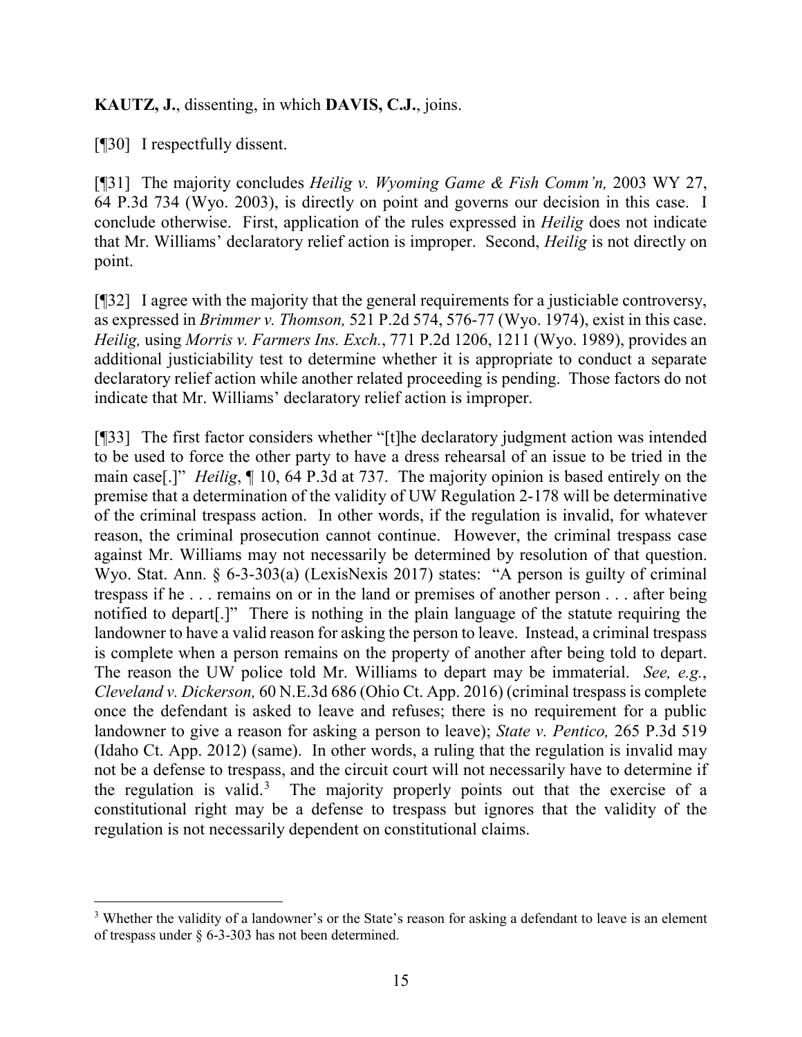**KAUTZ, J.**, dissenting, in which **DAVIS, C.J.**, joins.

[¶30] I respectfully dissent.

[¶31] The majority concludes *Heilig v. Wyoming Game & Fish Comm'n,* 2003 WY 27, 64 P.3d 734 (Wyo. 2003), is directly on point and governs our decision in this case. I conclude otherwise. First, application of the rules expressed in *Heilig* does not indicate that Mr. Williams' declaratory relief action is improper. Second, *Heilig* is not directly on point.

[¶32] I agree with the majority that the general requirements for a justiciable controversy, as expressed in *Brimmer v. Thomson,* 521 P.2d 574, 576-77 (Wyo. 1974), exist in this case. *Heilig,* using *Morris v. Farmers Ins. Exch.*, 771 P.2d 1206, 1211 (Wyo. 1989), provides an additional justiciability test to determine whether it is appropriate to conduct a separate declaratory relief action while another related proceeding is pending. Those factors do not indicate that Mr. Williams' declaratory relief action is improper.

[¶33] The first factor considers whether "[t]he declaratory judgment action was intended to be used to force the other party to have a dress rehearsal of an issue to be tried in the main case[.]" *Heilig*, ¶ 10, 64 P.3d at 737. The majority opinion is based entirely on the premise that a determination of the validity of UW Regulation 2-178 will be determinative of the criminal trespass action. In other words, if the regulation is invalid, for whatever reason, the criminal prosecution cannot continue. However, the criminal trespass case against Mr. Williams may not necessarily be determined by resolution of that question. Wyo. Stat. Ann. § 6-3-303(a) (LexisNexis 2017) states: "A person is guilty of criminal trespass if he . . . remains on or in the land or premises of another person . . . after being notified to depart[.]" There is nothing in the plain language of the statute requiring the landowner to have a valid reason for asking the person to leave. Instead, a criminal trespass is complete when a person remains on the property of another after being told to depart. The reason the UW police told Mr. Williams to depart may be immaterial. *See, e.g.*, *Cleveland v. Dickerson,* 60 N.E.3d 686 (Ohio Ct. App. 2016) (criminal trespass is complete once the defendant is asked to leave and refuses; there is no requirement for a public landowner to give a reason for asking a person to leave); *State v. Pentico,* 265 P.3d 519 (Idaho Ct. App. 2012) (same). In other words, a ruling that the regulation is invalid may not be a defense to trespass, and the circuit court will not necessarily have to determine if the regulation is valid.[3] The majority properly points out that the exercise of a constitutional right may be a defense to trespass but ignores that the validity of the regulation is not necessarily dependent on constitutional claims.

---

[3] Whether the validity of a landowner's or the State's reason for asking a defendant to leave is an element of trespass under § 6-3-303 has not been determined.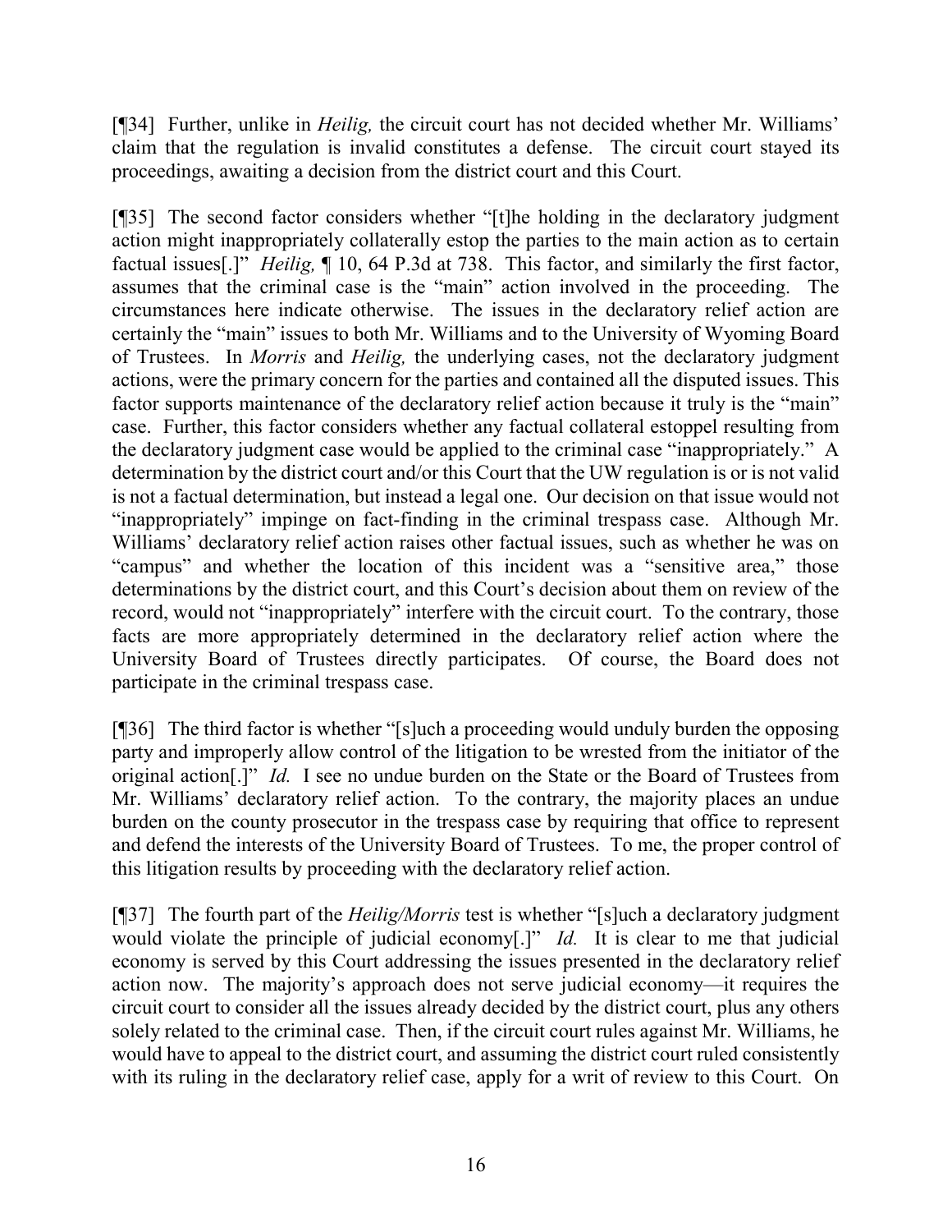[¶34] Further, unlike in *Heilig,* the circuit court has not decided whether Mr. Williams' claim that the regulation is invalid constitutes a defense. The circuit court stayed its proceedings, awaiting a decision from the district court and this Court.

[¶35] The second factor considers whether "[t]he holding in the declaratory judgment action might inappropriately collaterally estop the parties to the main action as to certain factual issues[.]" *Heilig,* ¶ 10, 64 P.3d at 738. This factor, and similarly the first factor, assumes that the criminal case is the "main" action involved in the proceeding. The circumstances here indicate otherwise. The issues in the declaratory relief action are certainly the "main" issues to both Mr. Williams and to the University of Wyoming Board of Trustees. In *Morris* and *Heilig,* the underlying cases, not the declaratory judgment actions, were the primary concern for the parties and contained all the disputed issues. This factor supports maintenance of the declaratory relief action because it truly is the "main" case. Further, this factor considers whether any factual collateral estoppel resulting from the declaratory judgment case would be applied to the criminal case "inappropriately." A determination by the district court and/or this Court that the UW regulation is or is not valid is not a factual determination, but instead a legal one. Our decision on that issue would not "inappropriately" impinge on fact-finding in the criminal trespass case. Although Mr. Williams' declaratory relief action raises other factual issues, such as whether he was on "campus" and whether the location of this incident was a "sensitive area," those determinations by the district court, and this Court's decision about them on review of the record, would not "inappropriately" interfere with the circuit court. To the contrary, those facts are more appropriately determined in the declaratory relief action where the University Board of Trustees directly participates. Of course, the Board does not participate in the criminal trespass case.

[¶36] The third factor is whether "[s]uch a proceeding would unduly burden the opposing party and improperly allow control of the litigation to be wrested from the initiator of the original action[.]" *Id.* I see no undue burden on the State or the Board of Trustees from Mr. Williams' declaratory relief action. To the contrary, the majority places an undue burden on the county prosecutor in the trespass case by requiring that office to represent and defend the interests of the University Board of Trustees. To me, the proper control of this litigation results by proceeding with the declaratory relief action.

[¶37] The fourth part of the *Heilig/Morris* test is whether "[s]uch a declaratory judgment would violate the principle of judicial economy[.]" *Id.* It is clear to me that judicial economy is served by this Court addressing the issues presented in the declaratory relief action now. The majority's approach does not serve judicial economy—it requires the circuit court to consider all the issues already decided by the district court, plus any others solely related to the criminal case. Then, if the circuit court rules against Mr. Williams, he would have to appeal to the district court, and assuming the district court ruled consistently with its ruling in the declaratory relief case, apply for a writ of review to this Court. On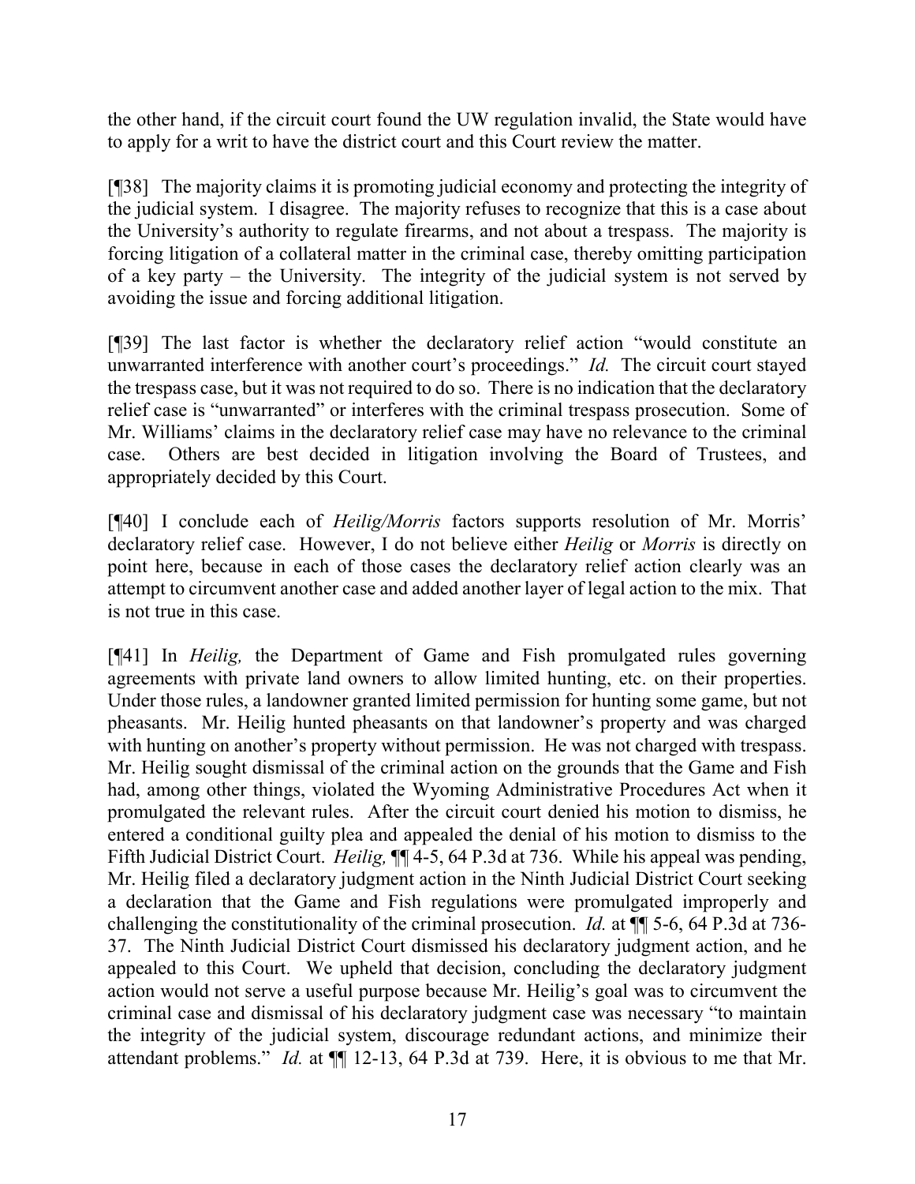the other hand, if the circuit court found the UW regulation invalid, the State would have to apply for a writ to have the district court and this Court review the matter.

[¶38] The majority claims it is promoting judicial economy and protecting the integrity of the judicial system. I disagree. The majority refuses to recognize that this is a case about the University's authority to regulate firearms, and not about a trespass. The majority is forcing litigation of a collateral matter in the criminal case, thereby omitting participation of a key party – the University. The integrity of the judicial system is not served by avoiding the issue and forcing additional litigation.

[¶39] The last factor is whether the declaratory relief action "would constitute an unwarranted interference with another court's proceedings." *Id.* The circuit court stayed the trespass case, but it was not required to do so. There is no indication that the declaratory relief case is "unwarranted" or interferes with the criminal trespass prosecution. Some of Mr. Williams' claims in the declaratory relief case may have no relevance to the criminal case. Others are best decided in litigation involving the Board of Trustees, and appropriately decided by this Court.

[¶40] I conclude each of *Heilig/Morris* factors supports resolution of Mr. Morris' declaratory relief case. However, I do not believe either *Heilig* or *Morris* is directly on point here, because in each of those cases the declaratory relief action clearly was an attempt to circumvent another case and added another layer of legal action to the mix. That is not true in this case.

[¶41] In *Heilig,* the Department of Game and Fish promulgated rules governing agreements with private land owners to allow limited hunting, etc. on their properties. Under those rules, a landowner granted limited permission for hunting some game, but not pheasants. Mr. Heilig hunted pheasants on that landowner's property and was charged with hunting on another's property without permission. He was not charged with trespass. Mr. Heilig sought dismissal of the criminal action on the grounds that the Game and Fish had, among other things, violated the Wyoming Administrative Procedures Act when it promulgated the relevant rules. After the circuit court denied his motion to dismiss, he entered a conditional guilty plea and appealed the denial of his motion to dismiss to the Fifth Judicial District Court. *Heilig,* ¶¶ 4-5, 64 P.3d at 736. While his appeal was pending, Mr. Heilig filed a declaratory judgment action in the Ninth Judicial District Court seeking a declaration that the Game and Fish regulations were promulgated improperly and challenging the constitutionality of the criminal prosecution. *Id.* at ¶¶ 5-6, 64 P.3d at 736-37. The Ninth Judicial District Court dismissed his declaratory judgment action, and he appealed to this Court. We upheld that decision, concluding the declaratory judgment action would not serve a useful purpose because Mr. Heilig's goal was to circumvent the criminal case and dismissal of his declaratory judgment case was necessary "to maintain the integrity of the judicial system, discourage redundant actions, and minimize their attendant problems." *Id.* at ¶¶ 12-13, 64 P.3d at 739. Here, it is obvious to me that Mr.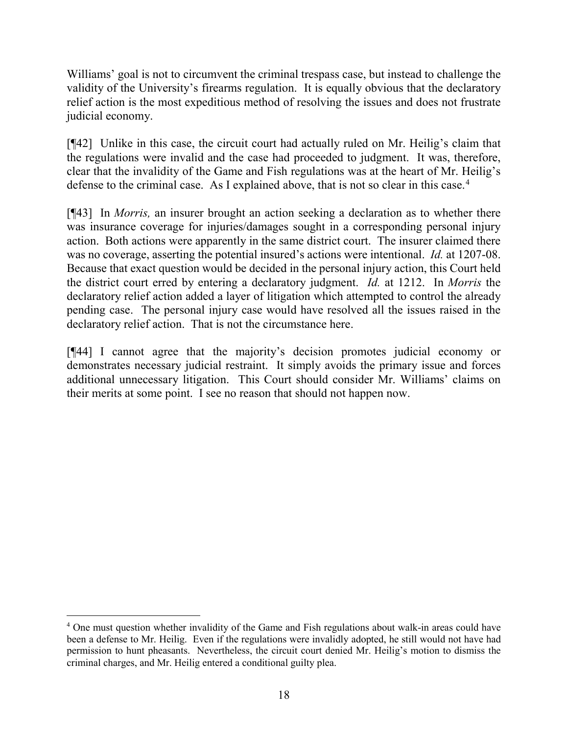Williams' goal is not to circumvent the criminal trespass case, but instead to challenge the validity of the University's firearms regulation. It is equally obvious that the declaratory relief action is the most expeditious method of resolving the issues and does not frustrate judicial economy.

[¶42] Unlike in this case, the circuit court had actually ruled on Mr. Heilig's claim that the regulations were invalid and the case had proceeded to judgment. It was, therefore, clear that the invalidity of the Game and Fish regulations was at the heart of Mr. Heilig's defense to the criminal case. As I explained above, that is not so clear in this case.[4]

[¶43] In *Morris,* an insurer brought an action seeking a declaration as to whether there was insurance coverage for injuries/damages sought in a corresponding personal injury action. Both actions were apparently in the same district court. The insurer claimed there was no coverage, asserting the potential insured's actions were intentional. *Id.* at 1207-08. Because that exact question would be decided in the personal injury action, this Court held the district court erred by entering a declaratory judgment. *Id.* at 1212. In *Morris* the declaratory relief action added a layer of litigation which attempted to control the already pending case. The personal injury case would have resolved all the issues raised in the declaratory relief action. That is not the circumstance here.

[¶44] I cannot agree that the majority's decision promotes judicial economy or demonstrates necessary judicial restraint. It simply avoids the primary issue and forces additional unnecessary litigation. This Court should consider Mr. Williams' claims on their merits at some point. I see no reason that should not happen now.

---

[4] One must question whether invalidity of the Game and Fish regulations about walk-in areas could have been a defense to Mr. Heilig. Even if the regulations were invalidly adopted, he still would not have had permission to hunt pheasants. Nevertheless, the circuit court denied Mr. Heilig's motion to dismiss the criminal charges, and Mr. Heilig entered a conditional guilty plea.